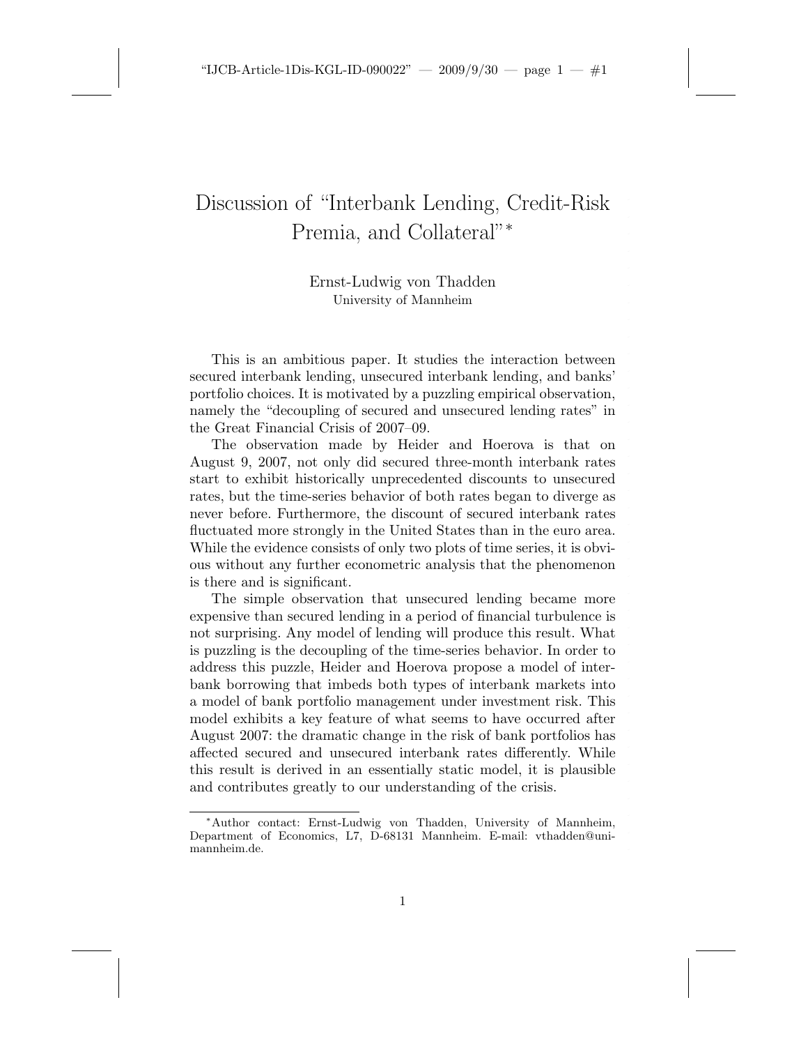# Discussion of "Interbank Lending, Credit-Risk Premia, and Collateral"*

Ernst-Ludwig von Thadden
University of Mannheim

This is an ambitious paper. It studies the interaction between secured interbank lending, unsecured interbank lending, and banks' portfolio choices. It is motivated by a puzzling empirical observation, namely the "decoupling of secured and unsecured lending rates" in the Great Financial Crisis of 2007–09.

The observation made by Heider and Hoerova is that on August 9, 2007, not only did secured three-month interbank rates start to exhibit historically unprecedented discounts to unsecured rates, but the time-series behavior of both rates began to diverge as never before. Furthermore, the discount of secured interbank rates fluctuated more strongly in the United States than in the euro area. While the evidence consists of only two plots of time series, it is obvious without any further econometric analysis that the phenomenon is there and is significant.

The simple observation that unsecured lending became more expensive than secured lending in a period of financial turbulence is not surprising. Any model of lending will produce this result. What is puzzling is the decoupling of the time-series behavior. In order to address this puzzle, Heider and Hoerova propose a model of interbank borrowing that imbeds both types of interbank markets into a model of bank portfolio management under investment risk. This model exhibits a key feature of what seems to have occurred after August 2007: the dramatic change in the risk of bank portfolios has affected secured and unsecured interbank rates differently. While this result is derived in an essentially static model, it is plausible and contributes greatly to our understanding of the crisis.

*Author contact: Ernst-Ludwig von Thadden, University of Mannheim, Department of Economics, L7, D-68131 Mannheim. E-mail: vthadden@uni-mannheim.de.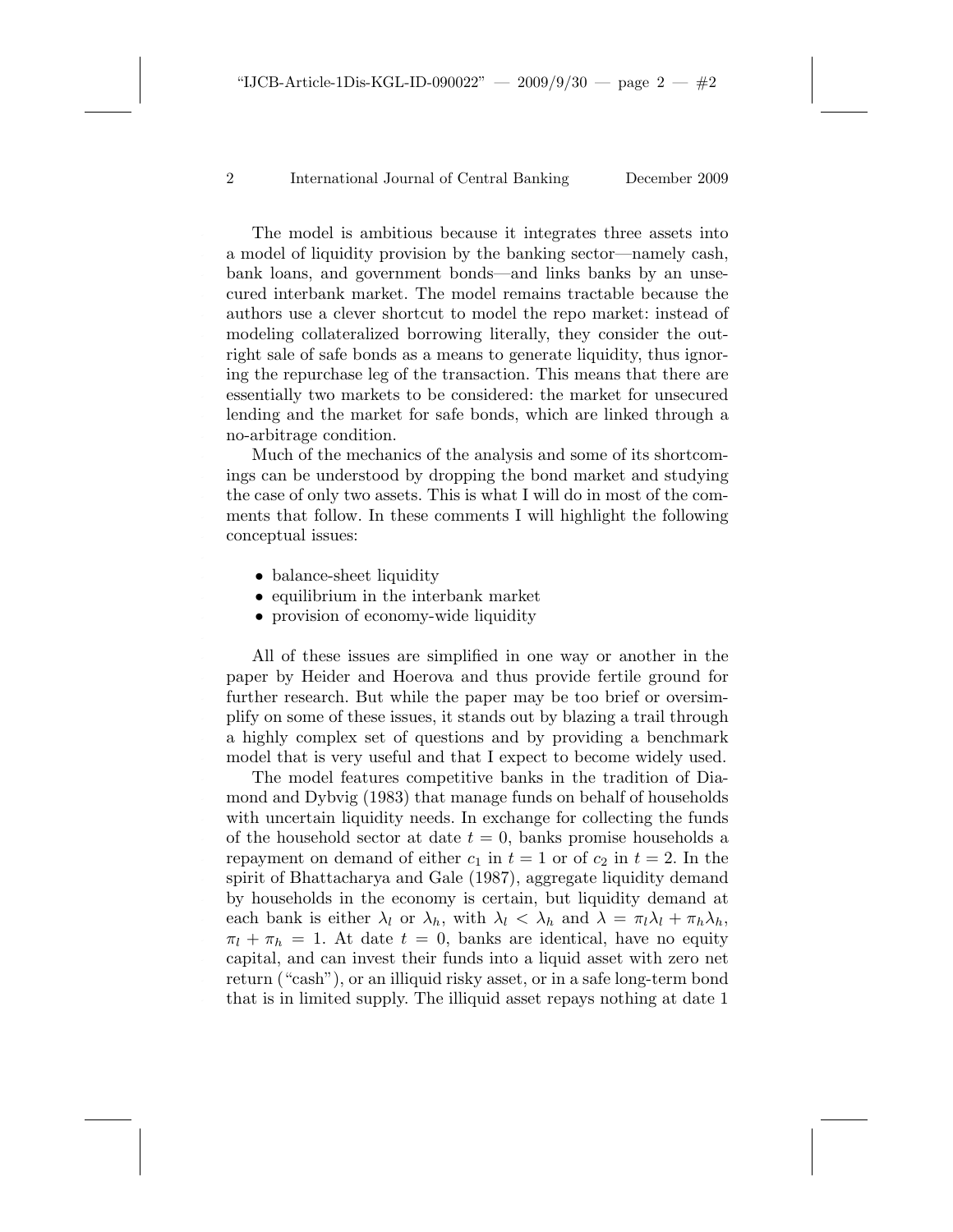The model is ambitious because it integrates three assets into a model of liquidity provision by the banking sector—namely cash, bank loans, and government bonds—and links banks by an unsecured interbank market. The model remains tractable because the authors use a clever shortcut to model the repo market: instead of modeling collateralized borrowing literally, they consider the outright sale of safe bonds as a means to generate liquidity, thus ignoring the repurchase leg of the transaction. This means that there are essentially two markets to be considered: the market for unsecured lending and the market for safe bonds, which are linked through a no-arbitrage condition.

Much of the mechanics of the analysis and some of its shortcomings can be understood by dropping the bond market and studying the case of only two assets. This is what I will do in most of the comments that follow. In these comments I will highlight the following conceptual issues:

- balance-sheet liquidity
- equilibrium in the interbank market
- provision of economy-wide liquidity

All of these issues are simplified in one way or another in the paper by Heider and Hoerova and thus provide fertile ground for further research. But while the paper may be too brief or oversimplify on some of these issues, it stands out by blazing a trail through a highly complex set of questions and by providing a benchmark model that is very useful and that I expect to become widely used.

The model features competitive banks in the tradition of Diamond and Dybvig (1983) that manage funds on behalf of households with uncertain liquidity needs. In exchange for collecting the funds of the household sector at date $t = 0$, banks promise households a repayment on demand of either $c_1$ in $t = 1$ or of $c_2$ in $t = 2$. In the spirit of Bhattacharya and Gale (1987), aggregate liquidity demand by households in the economy is certain, but liquidity demand at each bank is either $\lambda_l$ or $\lambda_h$, with $\lambda_l < \lambda_h$ and $\lambda = \pi_l \lambda_l + \pi_h \lambda_h$, $\pi_l + \pi_h = 1$. At date $t = 0$, banks are identical, have no equity capital, and can invest their funds into a liquid asset with zero net return ("cash"), or an illiquid risky asset, or in a safe long-term bond that is in limited supply. The illiquid asset repays nothing at date 1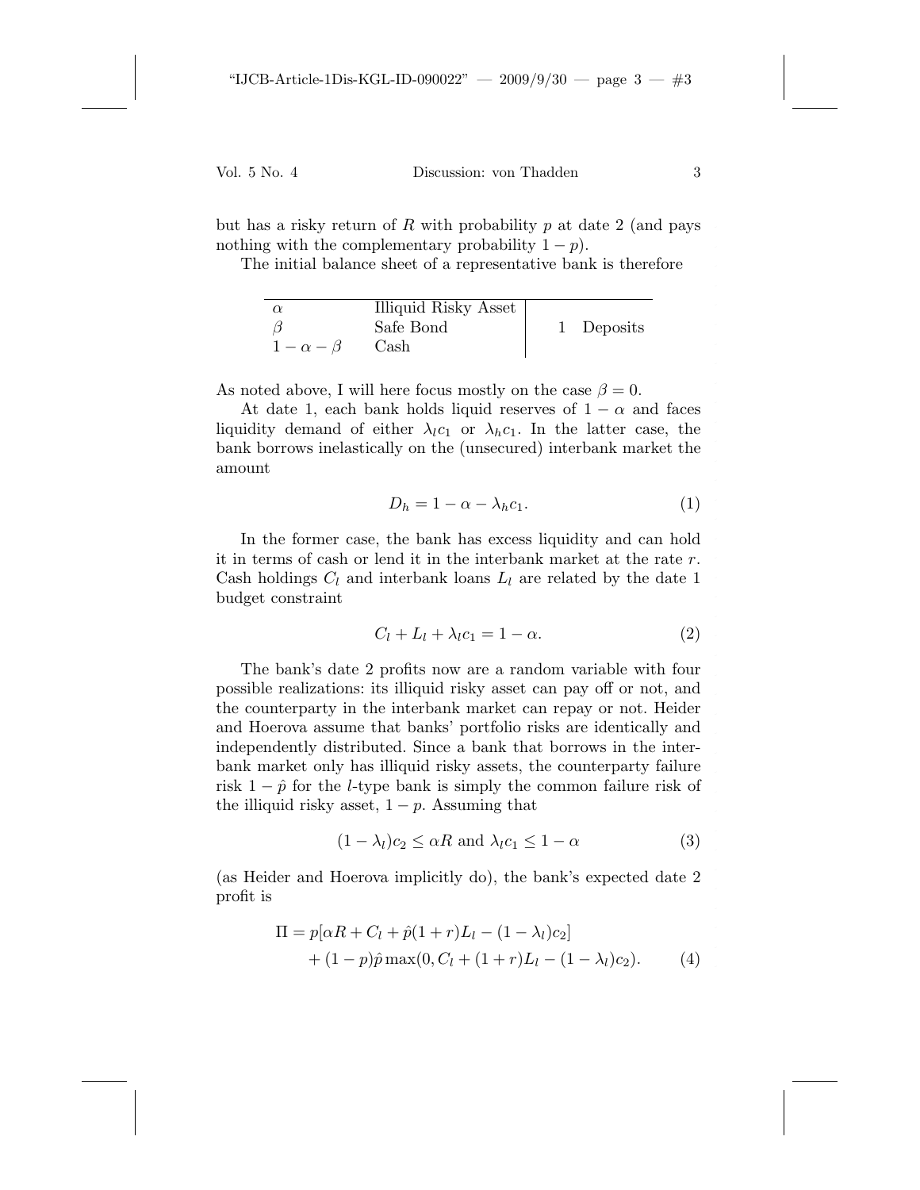but has a risky return of $R$ with probability $p$ at date 2 (and pays nothing with the complementary probability $1 - p$).

The initial balance sheet of a representative bank is therefore

| | | | |
|---|---|---|---|
| $\alpha$ | Illiquid Risky Asset | | |
| $\beta$ | Safe Bond | 1 | Deposits |
| $1 - \alpha - \beta$ | Cash | | |

As noted above, I will here focus mostly on the case $\beta = 0$.

At date 1, each bank holds liquid reserves of $1 - \alpha$ and faces liquidity demand of either $\lambda_l c_1$ or $\lambda_h c_1$. In the latter case, the bank borrows inelastically on the (unsecured) interbank market the amount

$$D_h = 1 - \alpha - \lambda_h c_1. \tag{1}$$

In the former case, the bank has excess liquidity and can hold it in terms of cash or lend it in the interbank market at the rate $r$. Cash holdings $C_l$ and interbank loans $L_l$ are related by the date 1 budget constraint

$$C_l + L_l + \lambda_l c_1 = 1 - \alpha. \tag{2}$$

The bank's date 2 profits now are a random variable with four possible realizations: its illiquid risky asset can pay off or not, and the counterparty in the interbank market can repay or not. Heider and Hoerova assume that banks' portfolio risks are identically and independently distributed. Since a bank that borrows in the interbank market only has illiquid risky assets, the counterparty failure risk $1 - \hat{p}$ for the $l$-type bank is simply the common failure risk of the illiquid risky asset, $1 - p$. Assuming that

$$(1 - \lambda_l)c_2 \leq \alpha R \text{ and } \lambda_l c_1 \leq 1 - \alpha \tag{3}$$

(as Heider and Hoerova implicitly do), the bank's expected date 2 profit is

$$\begin{aligned} \Pi = {} & p[\alpha R + C_l + \hat{p}(1 + r)L_l - (1 - \lambda_l)c_2] \\ & + (1 - p)\hat{p} \max(0, C_l + (1 + r)L_l - (1 - \lambda_l)c_2). \end{aligned} \tag{4}$$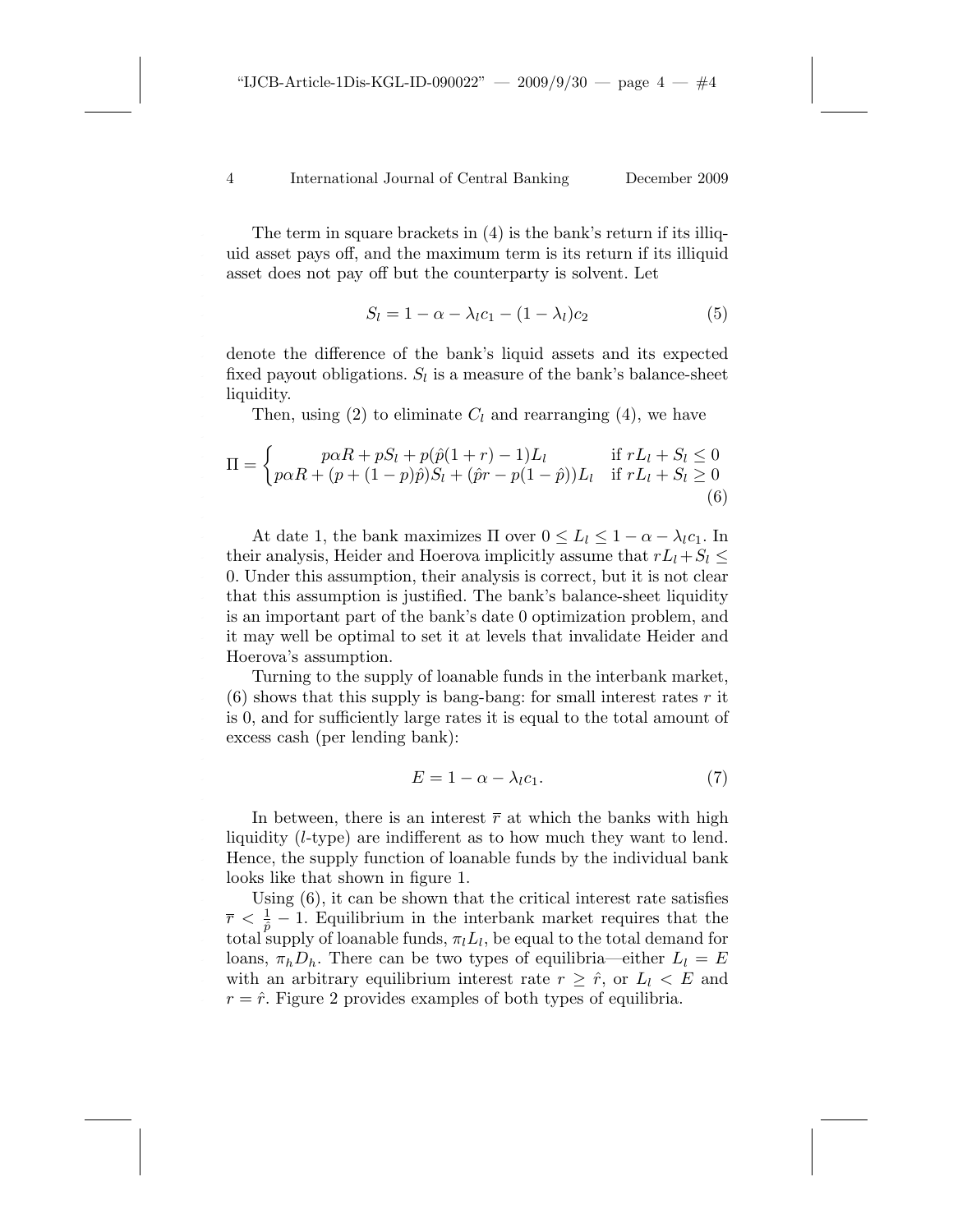The term in square brackets in (4) is the bank's return if its illiquid asset pays off, and the maximum term is its return if its illiquid asset does not pay off but the counterparty is solvent. Let

$$S_l = 1 - \alpha - \lambda_l c_1 - (1 - \lambda_l) c_2 \tag{5}$$

denote the difference of the bank's liquid assets and its expected fixed payout obligations. $S_l$ is a measure of the bank's balance-sheet liquidity.

Then, using (2) to eliminate $C_l$ and rearranging (4), we have

$$\Pi = \begin{cases} p\alpha R + pS_l + p(\hat{p}(1 + r) - 1)L_l & \text{if } rL_l + S_l \leq 0 \\ p\alpha R + (p + (1 - p)\hat{p})S_l + (\hat{p}r - p(1 - \hat{p}))L_l & \text{if } rL_l + S_l \geq 0 \end{cases} \tag{6}$$

At date 1, the bank maximizes $\Pi$ over $0 \leq L_l \leq 1 - \alpha - \lambda_l c_1$. In their analysis, Heider and Hoerova implicitly assume that $rL_l + S_l \leq 0$. Under this assumption, their analysis is correct, but it is not clear that this assumption is justified. The bank's balance-sheet liquidity is an important part of the bank's date 0 optimization problem, and it may well be optimal to set it at levels that invalidate Heider and Hoerova's assumption.

Turning to the supply of loanable funds in the interbank market, (6) shows that this supply is bang-bang: for small interest rates $r$ it is 0, and for sufficiently large rates it is equal to the total amount of excess cash (per lending bank):

$$E = 1 - \alpha - \lambda_l c_1. \tag{7}$$

In between, there is an interest $\overline{r}$ at which the banks with high liquidity ($l$-type) are indifferent as to how much they want to lend. Hence, the supply function of loanable funds by the individual bank looks like that shown in figure 1.

Using (6), it can be shown that the critical interest rate satisfies $\overline{r} < \frac{1}{\hat{p}} - 1$. Equilibrium in the interbank market requires that the total supply of loanable funds, $\pi_l L_l$, be equal to the total demand for loans, $\pi_h D_h$. There can be two types of equilibria—either $L_l = E$ with an arbitrary equilibrium interest rate $r \geq \hat{r}$, or $L_l < E$ and $r = \hat{r}$. Figure 2 provides examples of both types of equilibria.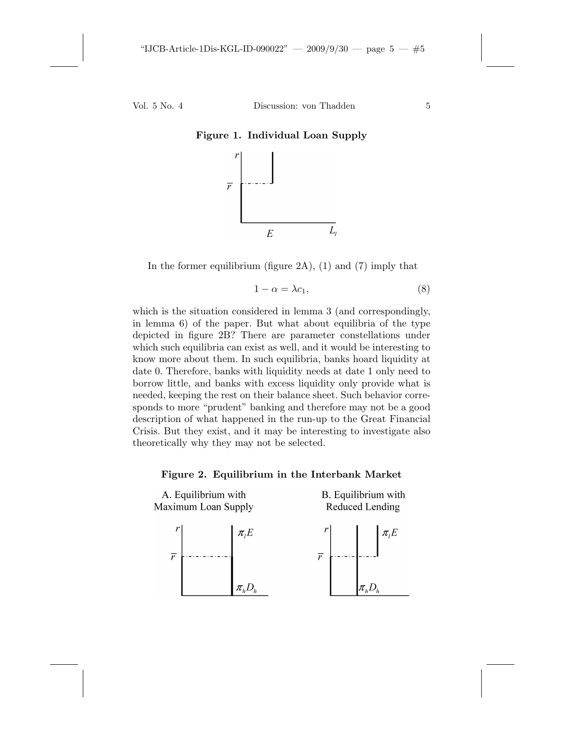**Figure 1. Individual Loan Supply**

In the former equilibrium (figure 2A), (1) and (7) imply that

$$1 - \alpha = \lambda c_1, \tag{8}$$

which is the situation considered in lemma 3 (and correspondingly, in lemma 6) of the paper. But what about equilibria of the type depicted in figure 2B? There are parameter constellations under which such equilibria can exist as well, and it would be interesting to know more about them. In such equilibria, banks hoard liquidity at date 0. Therefore, banks with liquidity needs at date 1 only need to borrow little, and banks with excess liquidity only provide what is needed, keeping the rest on their balance sheet. Such behavior corresponds to more "prudent" banking and therefore may not be a good description of what happened in the run-up to the Great Financial Crisis. But they exist, and it may be interesting to investigate also theoretically why they may not be selected.

**Figure 2. Equilibrium in the Interbank Market**

A. Equilibrium with Maximum Loan Supply

B. Equilibrium with Reduced Lending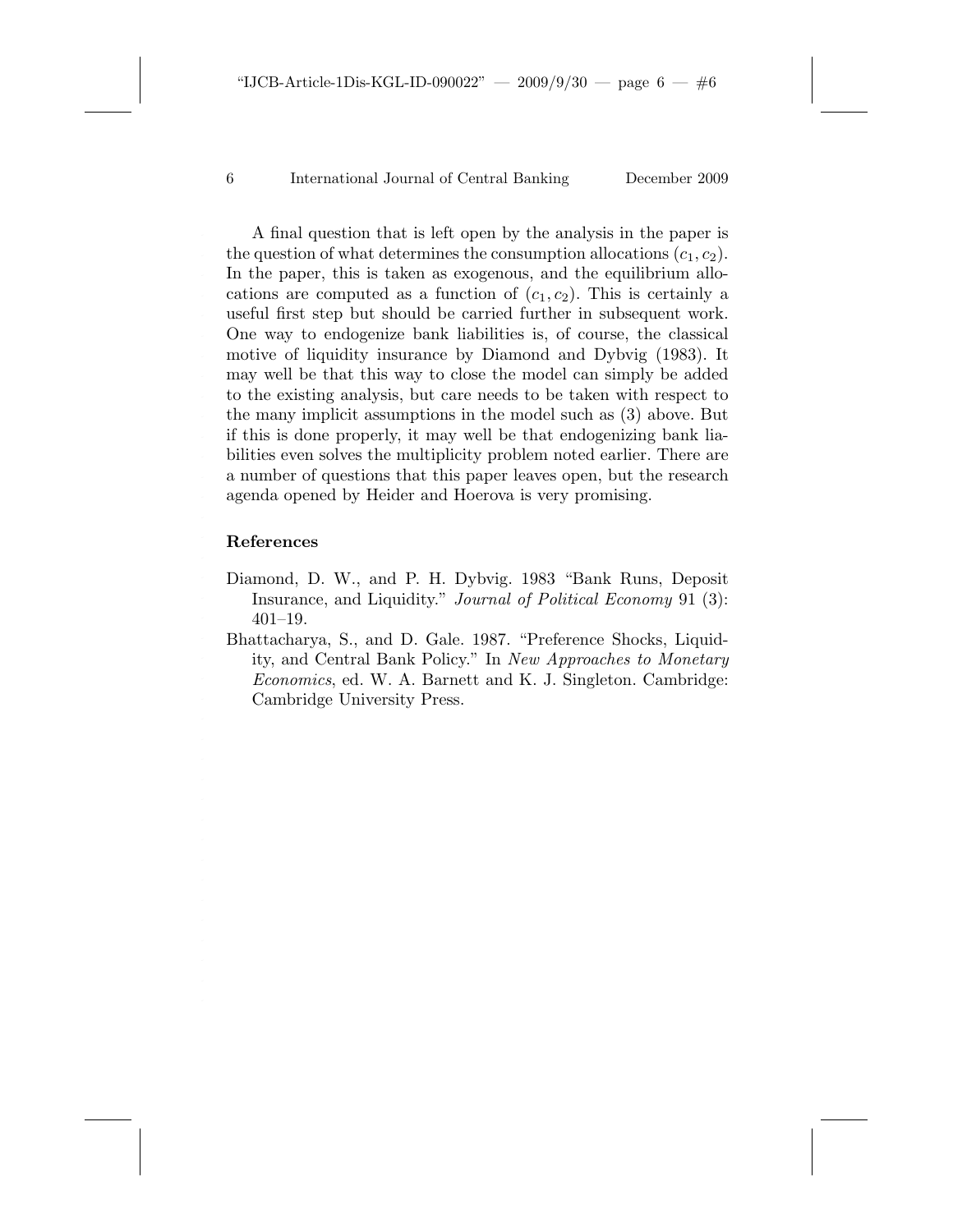A final question that is left open by the analysis in the paper is the question of what determines the consumption allocations $(c_1, c_2)$. In the paper, this is taken as exogenous, and the equilibrium allocations are computed as a function of $(c_1, c_2)$. This is certainly a useful first step but should be carried further in subsequent work. One way to endogenize bank liabilities is, of course, the classical motive of liquidity insurance by Diamond and Dybvig (1983). It may well be that this way to close the model can simply be added to the existing analysis, but care needs to be taken with respect to the many implicit assumptions in the model such as (3) above. But if this is done properly, it may well be that endogenizing bank liabilities even solves the multiplicity problem noted earlier. There are a number of questions that this paper leaves open, but the research agenda opened by Heider and Hoerova is very promising.

## References

Diamond, D. W., and P. H. Dybvig. 1983 "Bank Runs, Deposit Insurance, and Liquidity." *Journal of Political Economy* 91 (3): 401–19.

Bhattacharya, S., and D. Gale. 1987. "Preference Shocks, Liquidity, and Central Bank Policy." In *New Approaches to Monetary Economics*, ed. W. A. Barnett and K. J. Singleton. Cambridge: Cambridge University Press.